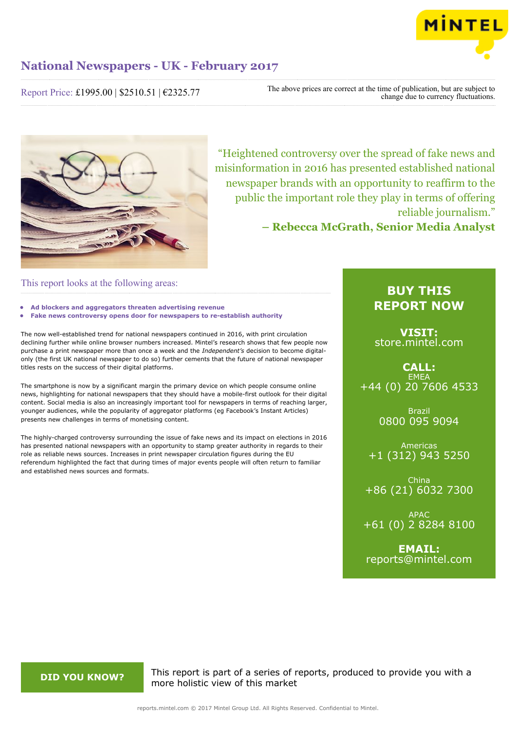# National Newspapers - UK - February 2017

Report Price: £1995.00 | $2510.51 | €2325.77

The above prices are correct at the time of publication, but are subject to change due to currency fluctuations.

"Heightened controversy over the spread of fake news and misinformation in 2016 has presented established national newspaper brands with an opportunity to reaffirm to the public the important role they play in terms of offering reliable journalism."

**– Rebecca McGrath, Senior Media Analyst**

## This report looks at the following areas:

- **Ad blockers and aggregators threaten advertising revenue**
- **Fake news controversy opens door for newspapers to re-establish authority**

The now well-established trend for national newspapers continued in 2016, with print circulation declining further while online browser numbers increased. Mintel's research shows that few people now purchase a print newspaper more than once a week and the *Independent's* decision to become digital-only (the first UK national newspaper to do so) further cements that the future of national newspaper titles rests on the success of their digital platforms.

The smartphone is now by a significant margin the primary device on which people consume online news, highlighting for national newspapers that they should have a mobile-first outlook for their digital content. Social media is also an increasingly important tool for newspapers in terms of reaching larger, younger audiences, while the popularity of aggregator platforms (eg Facebook's Instant Articles) presents new challenges in terms of monetising content.

The highly-charged controversy surrounding the issue of fake news and its impact on elections in 2016 has presented national newspapers with an opportunity to stamp greater authority in regards to their role as reliable news sources. Increases in print newspaper circulation figures during the EU referendum highlighted the fact that during times of major events people will often return to familiar and established news sources and formats.

## BUY THIS REPORT NOW

**VISIT:**
store.mintel.com

**CALL:**

EMEA
+44 (0) 20 7606 4533

Brazil
0800 095 9094

Americas
+1 (312) 943 5250

China
+86 (21) 6032 7300

APAC
+61 (0) 2 8284 8100

**EMAIL:**
reports@mintel.com

**DID YOU KNOW?**

This report is part of a series of reports, produced to provide you with a more holistic view of this market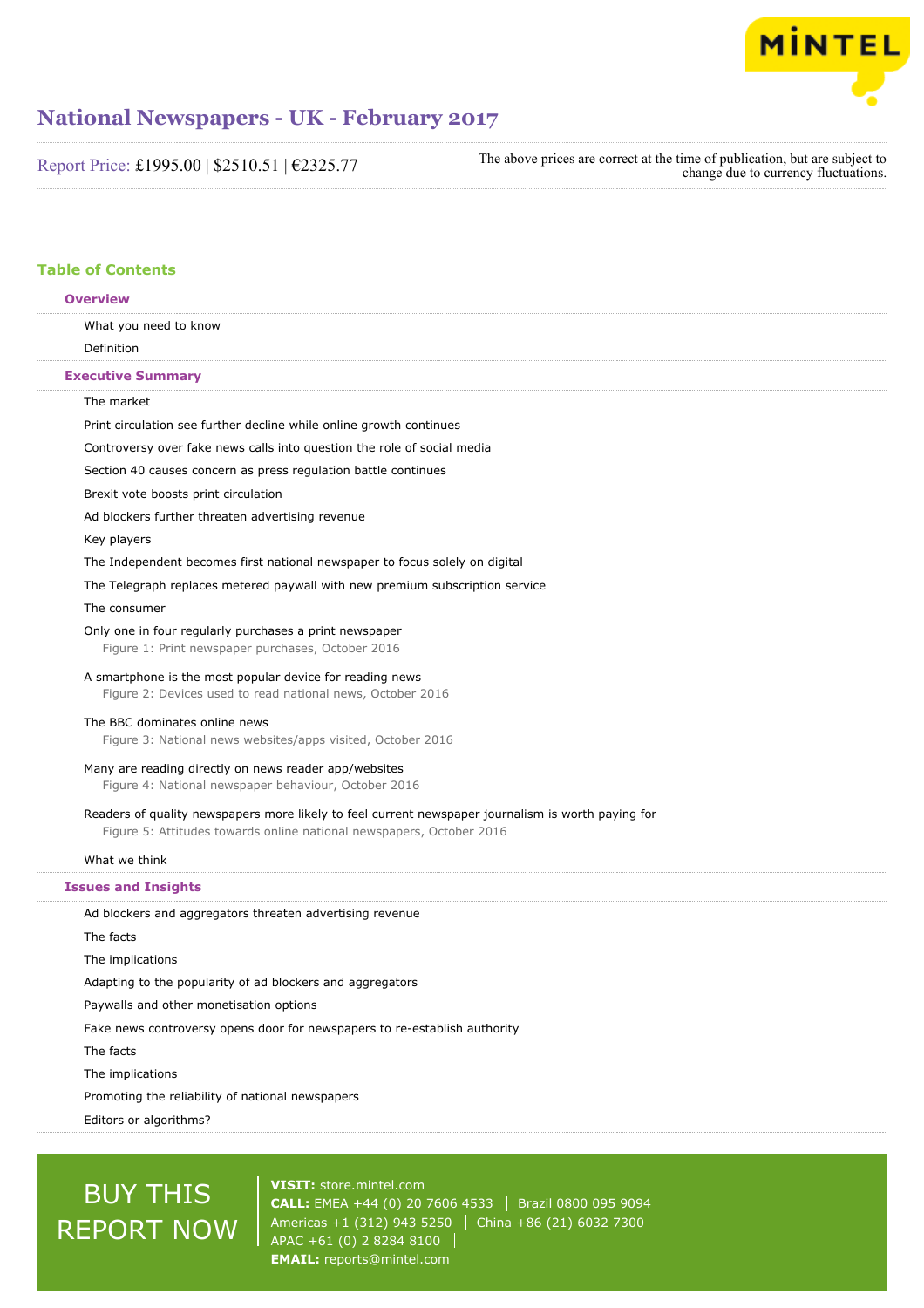# National Newspapers - UK - February 2017

Report Price: £1995.00 | $2510.51 | €2325.77

The above prices are correct at the time of publication, but are subject to change due to currency fluctuations.

## Table of Contents

### Overview

What you need to know

Definition

### Executive Summary

The market

Print circulation see further decline while online growth continues

Controversy over fake news calls into question the role of social media

Section 40 causes concern as press regulation battle continues

Brexit vote boosts print circulation

Ad blockers further threaten advertising revenue

Key players

The Independent becomes first national newspaper to focus solely on digital

The Telegraph replaces metered paywall with new premium subscription service

The consumer

Only one in four regularly purchases a print newspaper
Figure 1: Print newspaper purchases, October 2016

A smartphone is the most popular device for reading news
Figure 2: Devices used to read national news, October 2016

The BBC dominates online news
Figure 3: National news websites/apps visited, October 2016

Many are reading directly on news reader app/websites
Figure 4: National newspaper behaviour, October 2016

Readers of quality newspapers more likely to feel current newspaper journalism is worth paying for
Figure 5: Attitudes towards online national newspapers, October 2016

What we think

### Issues and Insights

Ad blockers and aggregators threaten advertising revenue

The facts

The implications

Adapting to the popularity of ad blockers and aggregators

Paywalls and other monetisation options

Fake news controversy opens door for newspapers to re-establish authority

The facts

The implications

Promoting the reliability of national newspapers

Editors or algorithms?

BUY THIS REPORT NOW

**VISIT:** store.mintel.com
**CALL:** EMEA +44 (0) 20 7606 4533 | Brazil 0800 095 9094
Americas +1 (312) 943 5250 | China +86 (21) 6032 7300
APAC +61 (0) 2 8284 8100
**EMAIL:** reports@mintel.com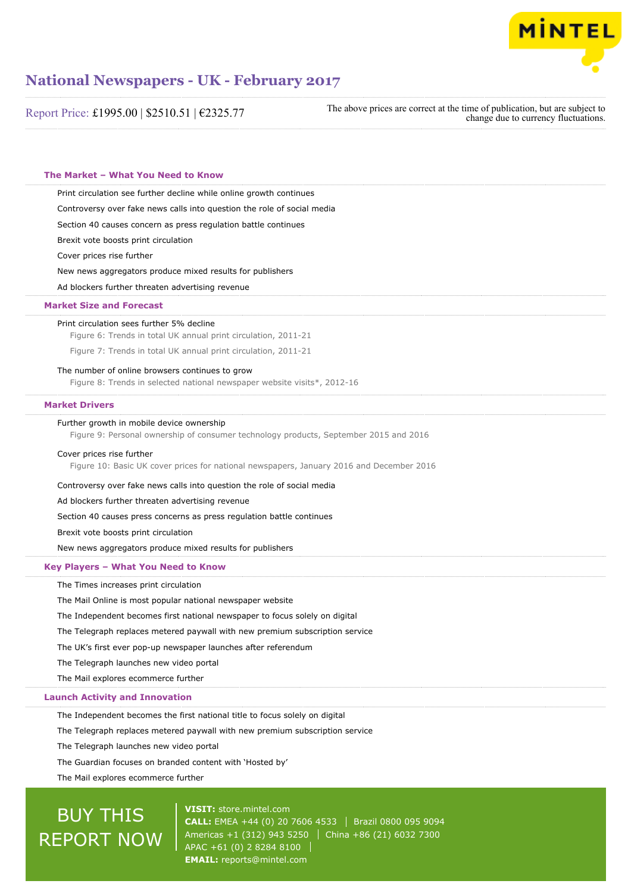# National Newspapers - UK - February 2017

Report Price: £1995.00 | $2510.51 | €2325.77

The above prices are correct at the time of publication, but are subject to change due to currency fluctuations.

### The Market – What You Need to Know

Print circulation see further decline while online growth continues

Controversy over fake news calls into question the role of social media

Section 40 causes concern as press regulation battle continues

Brexit vote boosts print circulation

Cover prices rise further

New news aggregators produce mixed results for publishers

Ad blockers further threaten advertising revenue

### Market Size and Forecast

Print circulation sees further 5% decline

Figure 6: Trends in total UK annual print circulation, 2011-21

Figure 7: Trends in total UK annual print circulation, 2011-21

The number of online browsers continues to grow

Figure 8: Trends in selected national newspaper website visits*, 2012-16

### Market Drivers

Further growth in mobile device ownership

Figure 9: Personal ownership of consumer technology products, September 2015 and 2016

Cover prices rise further

Figure 10: Basic UK cover prices for national newspapers, January 2016 and December 2016

Controversy over fake news calls into question the role of social media

Ad blockers further threaten advertising revenue

Section 40 causes press concerns as press regulation battle continues

Brexit vote boosts print circulation

New news aggregators produce mixed results for publishers

### Key Players – What You Need to Know

The Times increases print circulation

The Mail Online is most popular national newspaper website

The Independent becomes first national newspaper to focus solely on digital

The Telegraph replaces metered paywall with new premium subscription service

The UK's first ever pop-up newspaper launches after referendum

The Telegraph launches new video portal

The Mail explores ecommerce further

### Launch Activity and Innovation

The Independent becomes the first national title to focus solely on digital

The Telegraph replaces metered paywall with new premium subscription service

The Telegraph launches new video portal

The Guardian focuses on branded content with 'Hosted by'

The Mail explores ecommerce further

BUY THIS REPORT NOW

**VISIT:** store.mintel.com
**CALL:** EMEA +44 (0) 20 7606 4533 | Brazil 0800 095 9094
Americas +1 (312) 943 5250 | China +86 (21) 6032 7300
APAC +61 (0) 2 8284 8100
**EMAIL:** reports@mintel.com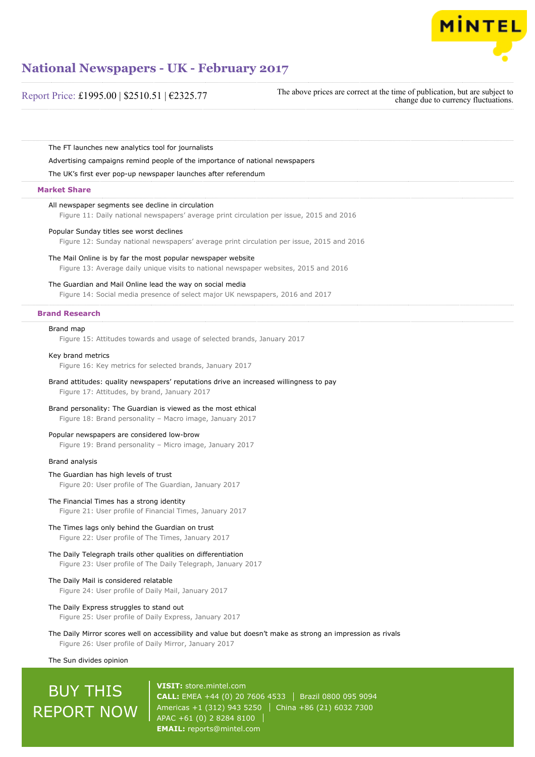The FT launches new analytics tool for journalists

Advertising campaigns remind people of the importance of national newspapers

The UK's first ever pop-up newspaper launches after referendum

## Market Share

All newspaper segments see decline in circulation

Figure 11: Daily national newspapers' average print circulation per issue, 2015 and 2016

Popular Sunday titles see worst declines

Figure 12: Sunday national newspapers' average print circulation per issue, 2015 and 2016

The Mail Online is by far the most popular newspaper website

Figure 13: Average daily unique visits to national newspaper websites, 2015 and 2016

The Guardian and Mail Online lead the way on social media

Figure 14: Social media presence of select major UK newspapers, 2016 and 2017

## Brand Research

Brand map

Figure 15: Attitudes towards and usage of selected brands, January 2017

Key brand metrics

Figure 16: Key metrics for selected brands, January 2017

Brand attitudes: quality newspapers' reputations drive an increased willingness to pay

Figure 17: Attitudes, by brand, January 2017

Brand personality: The Guardian is viewed as the most ethical

Figure 18: Brand personality – Macro image, January 2017

Popular newspapers are considered low-brow

Figure 19: Brand personality – Micro image, January 2017

Brand analysis

The Guardian has high levels of trust

Figure 20: User profile of The Guardian, January 2017

The Financial Times has a strong identity

Figure 21: User profile of Financial Times, January 2017

The Times lags only behind the Guardian on trust

Figure 22: User profile of The Times, January 2017

The Daily Telegraph trails other qualities on differentiation

Figure 23: User profile of The Daily Telegraph, January 2017

The Daily Mail is considered relatable

Figure 24: User profile of Daily Mail, January 2017

The Daily Express struggles to stand out

Figure 25: User profile of Daily Express, January 2017

The Daily Mirror scores well on accessibility and value but doesn't make as strong an impression as rivals

Figure 26: User profile of Daily Mirror, January 2017

The Sun divides opinion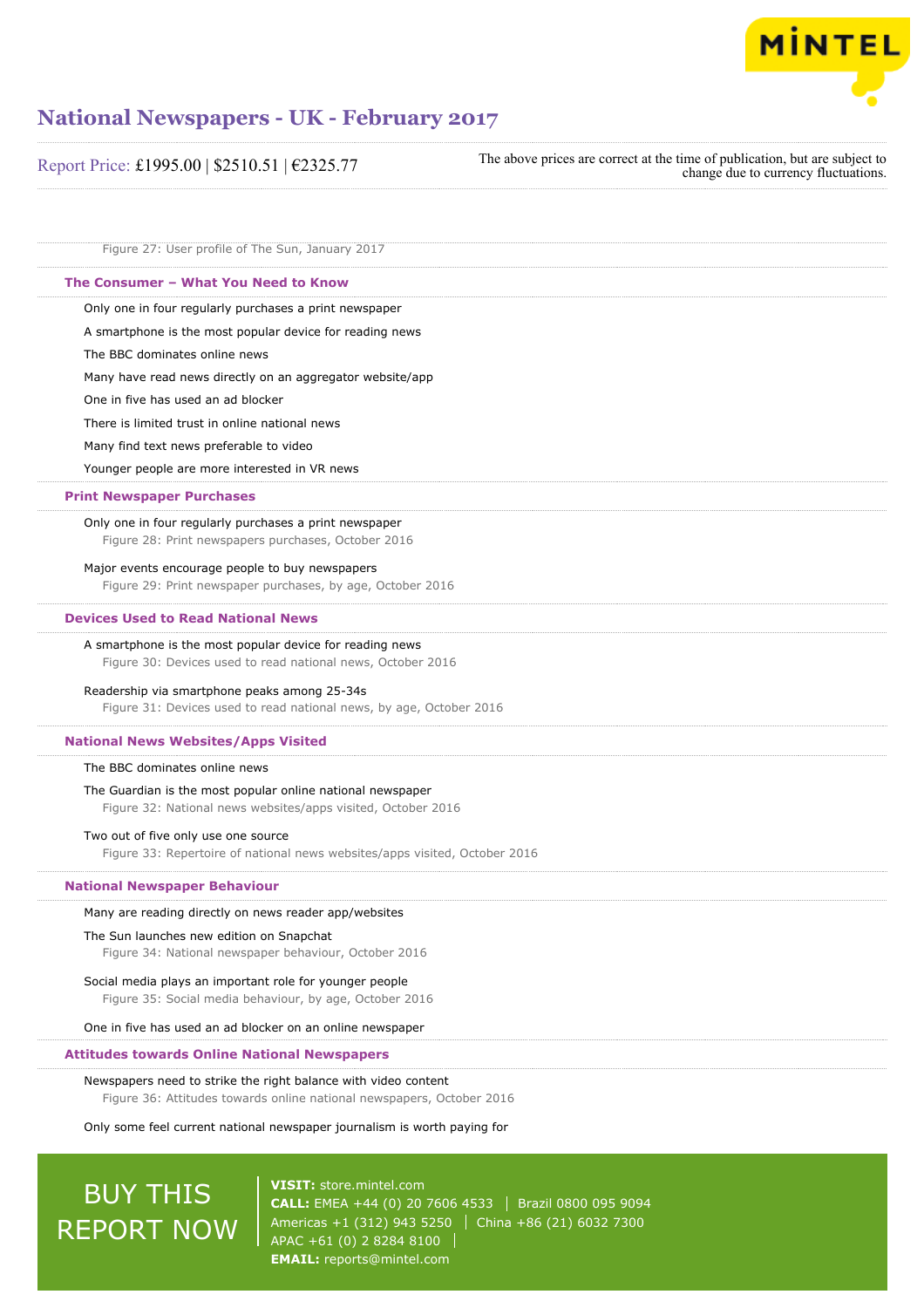Figure 27: User profile of The Sun, January 2017

## The Consumer – What You Need to Know

Only one in four regularly purchases a print newspaper

A smartphone is the most popular device for reading news

The BBC dominates online news

Many have read news directly on an aggregator website/app

One in five has used an ad blocker

There is limited trust in online national news

Many find text news preferable to video

Younger people are more interested in VR news

## Print Newspaper Purchases

Only one in four regularly purchases a print newspaper

Figure 28: Print newspapers purchases, October 2016

Major events encourage people to buy newspapers

Figure 29: Print newspaper purchases, by age, October 2016

## Devices Used to Read National News

A smartphone is the most popular device for reading news

Figure 30: Devices used to read national news, October 2016

Readership via smartphone peaks among 25-34s

Figure 31: Devices used to read national news, by age, October 2016

## National News Websites/Apps Visited

The BBC dominates online news

The Guardian is the most popular online national newspaper

Figure 32: National news websites/apps visited, October 2016

Two out of five only use one source

Figure 33: Repertoire of national news websites/apps visited, October 2016

## National Newspaper Behaviour

Many are reading directly on news reader app/websites

The Sun launches new edition on Snapchat

Figure 34: National newspaper behaviour, October 2016

Social media plays an important role for younger people

Figure 35: Social media behaviour, by age, October 2016

One in five has used an ad blocker on an online newspaper

## Attitudes towards Online National Newspapers

Newspapers need to strike the right balance with video content

Figure 36: Attitudes towards online national newspapers, October 2016

Only some feel current national newspaper journalism is worth paying for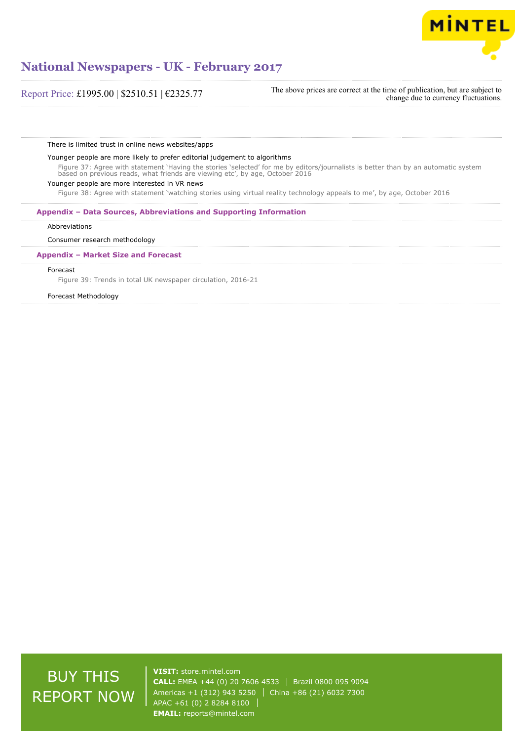There is limited trust in online news websites/apps

Younger people are more likely to prefer editorial judgement to algorithms

Figure 37: Agree with statement 'Having the stories 'selected' for me by editors/journalists is better than by an automatic system based on previous reads, what friends are viewing etc', by age, October 2016

Younger people are more interested in VR news

Figure 38: Agree with statement 'watching stories using virtual reality technology appeals to me', by age, October 2016

**Appendix – Data Sources, Abbreviations and Supporting Information**

Abbreviations

Consumer research methodology

**Appendix – Market Size and Forecast**

Forecast

Figure 39: Trends in total UK newspaper circulation, 2016-21

Forecast Methodology

BUY THIS REPORT NOW

**VISIT:** store.mintel.com
**CALL:** EMEA +44 (0) 20 7606 4533 | Brazil 0800 095 9094
Americas +1 (312) 943 5250 | China +86 (21) 6032 7300
APAC +61 (0) 2 8284 8100 |
**EMAIL:** reports@mintel.com